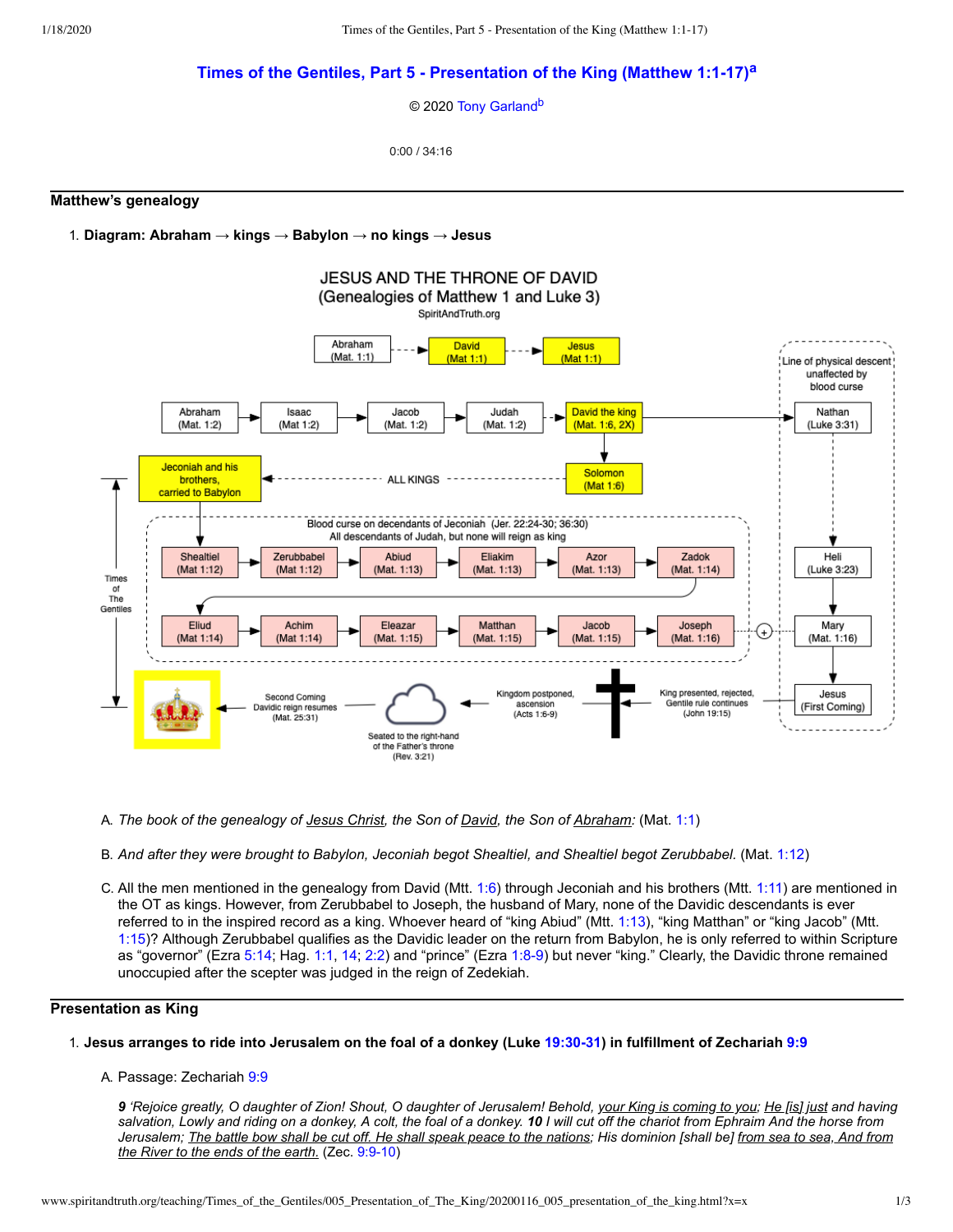# Times of the Gentiles, Part 5 - Presentation of the King (Matthew 1:1-17)[a]

© 2020 Tony Garland[b]

0:00 / 34:16

## Matthew's genealogy

1. **Diagram: Abraham → kings → Babylon → no kings → Jesus**

JESUS AND THE THRONE OF DAVID
(Genealogies of Matthew 1 and Luke 3)
SpiritAndTruth.org

Abraham (Mat. 1:1) → David (Mat 1:1) → Jesus (Mat 1:1)

Abraham (Mat. 1:2) → Isaac (Mat 1:2) → Jacob (Mat. 1:2) → Judah (Mat. 1:2) → David the king (Mat. 1:6, 2X) → Solomon (Mat 1:6) → ALL KINGS → Jeconiah and his brothers, carried to Babylon

Blood curse on decendants of Jeconiah (Jer. 22:24-30; 36:30)
All descendants of Judah, but none will reign as king

Shealtiel (Mat 1:12) → Zerubbabel (Mat 1:12) → Abiud (Mat. 1:13) → Eliakim (Mat. 1:13) → Azor (Mat. 1:13) → Zadok (Mat. 1:14) → Eliud (Mat 1:14) → Achim (Mat 1:14) → Eleazar (Mat. 1:15) → Matthan (Mat. 1:15) → Jacob (Mat. 1:15) → Joseph (Mat. 1:16) + Mary (Mat. 1:16)

Line of physical descent unaffected by blood curse: David the king → Nathan (Luke 3:31) → Heli (Luke 3:23) → Mary (Mat. 1:16) → Jesus (First Coming)

Jesus (First Coming) → King presented, rejected, Gentile rule continues (John 19:15) → Kingdom postponed, ascension (Acts 1:6-9) → Seated to the right-hand of the Father's throne (Rev. 3:21) → Second Coming Davidic reign resumes (Mat. 25:31)

Times of The Gentiles

A. *The book of the genealogy of Jesus Christ, the Son of David, the Son of Abraham:* (Mat. 1:1)

B. *And after they were brought to Babylon, Jeconiah begot Shealtiel, and Shealtiel begot Zerubbabel.* (Mat. 1:12)

C. All the men mentioned in the genealogy from David (Mtt. 1:6) through Jeconiah and his brothers (Mtt. 1:11) are mentioned in the OT as kings. However, from Zerubbabel to Joseph, the husband of Mary, none of the Davidic descendants is ever referred to in the inspired record as a king. Whoever heard of "king Abiud" (Mtt. 1:13), "king Matthan" or "king Jacob" (Mtt. 1:15)? Although Zerubbabel qualifies as the Davidic leader on the return from Babylon, he is only referred to within Scripture as "governor" (Ezra 5:14; Hag. 1:1, 14; 2:2) and "prince" (Ezra 1:8-9) but never "king." Clearly, the Davidic throne remained unoccupied after the scepter was judged in the reign of Zedekiah.

## Presentation as King

1. **Jesus arranges to ride into Jerusalem on the foal of a donkey (Luke 19:30-31) in fulfillment of Zechariah 9:9**

A. Passage: Zechariah 9:9

*9 'Rejoice greatly, O daughter of Zion! Shout, O daughter of Jerusalem! Behold, your King is coming to you; He [is] just and having salvation, Lowly and riding on a donkey, A colt, the foal of a donkey. 10 I will cut off the chariot from Ephraim And the horse from Jerusalem; The battle bow shall be cut off. He shall speak peace to the nations; His dominion [shall be] from sea to sea, And from the River to the ends of the earth.* (Zec. 9:9-10)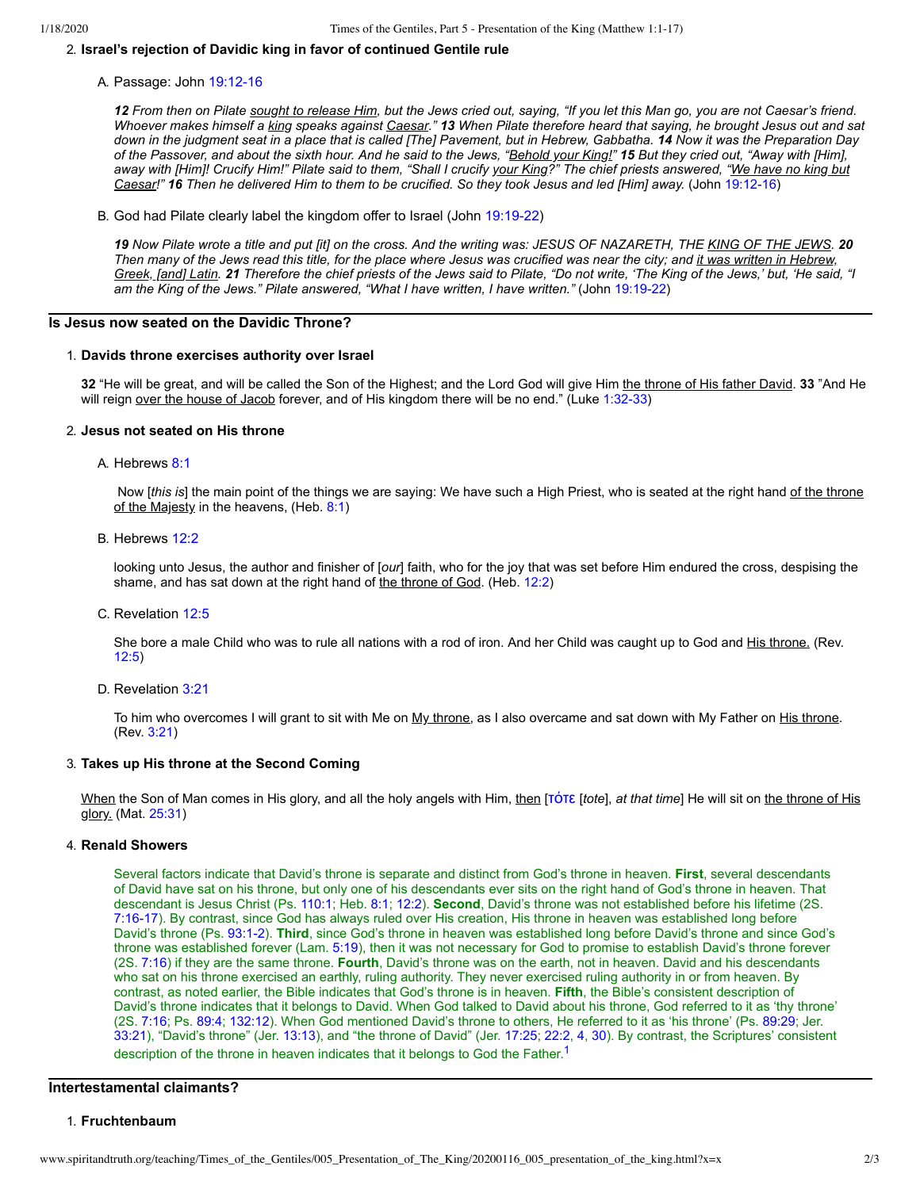2. **Israel's rejection of Davidic king in favor of continued Gentile rule**

   A. Passage: John 19:12-16

   ***12** From then on Pilate sought to release Him, but the Jews cried out, saying, "If you let this Man go, you are not Caesar's friend. Whoever makes himself a king speaks against Caesar." **13** When Pilate therefore heard that saying, he brought Jesus out and sat down in the judgment seat in a place that is called [The] Pavement, but in Hebrew, Gabbatha. **14** Now it was the Preparation Day of the Passover, and about the sixth hour. And he said to the Jews, "Behold your King!" **15** But they cried out, "Away with [Him], away with [Him]! Crucify Him!" Pilate said to them, "Shall I crucify your King?" The chief priests answered, "We have no king but Caesar!" **16** Then he delivered Him to them to be crucified. So they took Jesus and led [Him] away.* (John 19:12-16)

   B. God had Pilate clearly label the kingdom offer to Israel (John 19:19-22)

   ***19** Now Pilate wrote a title and put [it] on the cross. And the writing was: JESUS OF NAZARETH, THE KING OF THE JEWS. **20** Then many of the Jews read this title, for the place where Jesus was crucified was near the city; and it was written in Hebrew, Greek, [and] Latin. **21** Therefore the chief priests of the Jews said to Pilate, "Do not write, 'The King of the Jews,' but, 'He said, "I am the King of the Jews."' Pilate answered, "What I have written, I have written."* (John 19:19-22)

## Is Jesus now seated on the Davidic Throne?

1. **Davids throne exercises authority over Israel**

   **32** "He will be great, and will be called the Son of the Highest; and the Lord God will give Him the throne of His father David. **33** "And He will reign over the house of Jacob forever, and of His kingdom there will be no end." (Luke 1:32-33)

2. **Jesus not seated on His throne**

   A. Hebrews 8:1

   Now [*this is*] the main point of the things we are saying: We have such a High Priest, who is seated at the right hand of the throne of the Majesty in the heavens, (Heb. 8:1)

   B. Hebrews 12:2

   looking unto Jesus, the author and finisher of [*our*] faith, who for the joy that was set before Him endured the cross, despising the shame, and has sat down at the right hand of the throne of God. (Heb. 12:2)

   C. Revelation 12:5

   She bore a male Child who was to rule all nations with a rod of iron. And her Child was caught up to God and His throne. (Rev. 12:5)

   D. Revelation 3:21

   To him who overcomes I will grant to sit with Me on My throne, as I also overcame and sat down with My Father on His throne. (Rev. 3:21)

3. **Takes up His throne at the Second Coming**

   When the Son of Man comes in His glory, and all the holy angels with Him, then [τότε [*tote*], *at that time*] He will sit on the throne of His glory. (Mat. 25:31)

4. **Renald Showers**

   Several factors indicate that David's throne is separate and distinct from God's throne in heaven. **First**, several descendants of David have sat on his throne, but only one of his descendants ever sits on the right hand of God's throne in heaven. That descendant is Jesus Christ (Ps. 110:1; Heb. 8:1; 12:2). **Second**, David's throne was not established before his lifetime (2S. 7:16-17). By contrast, since God has always ruled over His creation, His throne in heaven was established long before David's throne (Ps. 93:1-2). **Third**, since God's throne in heaven was established long before David's throne and since God's throne was established forever (Lam. 5:19), then it was not necessary for God to promise to establish David's throne forever (2S. 7:16) if they are the same throne. **Fourth**, David's throne was on the earth, not in heaven. David and his descendants who sat on his throne exercised an earthly, ruling authority. They never exercised ruling authority in or from heaven. By contrast, as noted earlier, the Bible indicates that God's throne is in heaven. **Fifth**, the Bible's consistent description of David's throne indicates that it belongs to David. When God talked to David about his throne, God referred to it as 'thy throne' (2S. 7:16; Ps. 89:4; 132:12). When God mentioned David's throne to others, He referred to it as 'his throne' (Ps. 89:29; Jer. 33:21), "David's throne" (Jer. 13:13), and "the throne of David" (Jer. 17:25; 22:2, 4, 30). By contrast, the Scriptures' consistent description of the throne in heaven indicates that it belongs to God the Father.[1]

## Intertestamental claimants?

1. **Fruchtenbaum**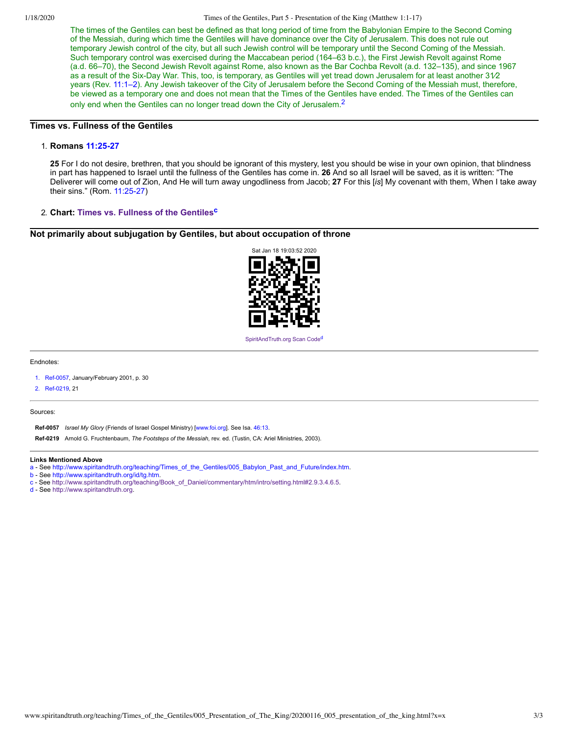The times of the Gentiles can best be defined as that long period of time from the Babylonian Empire to the Second Coming of the Messiah, during which time the Gentiles will have dominance over the City of Jerusalem. This does not rule out temporary Jewish control of the city, but all such Jewish control will be temporary until the Second Coming of the Messiah. Such temporary control was exercised during the Maccabean period (164–63 b.c.), the First Jewish Revolt against Rome (a.d. 66–70), the Second Jewish Revolt against Rome, also known as the Bar Cochba Revolt (a.d. 132–135), and since 1967 as a result of the Six-Day War. This, too, is temporary, as Gentiles will yet tread down Jerusalem for at least another 3½ years (Rev. 11:1–2). Any Jewish takeover of the City of Jerusalem before the Second Coming of the Messiah must, therefore, be viewed as a temporary one and does not mean that the Times of the Gentiles have ended. The Times of the Gentiles can only end when the Gentiles can no longer tread down the City of Jerusalem.[2]

## Times vs. Fullness of the Gentiles

1. **Romans 11:25-27**

   **25** For I do not desire, brethren, that you should be ignorant of this mystery, lest you should be wise in your own opinion, that blindness in part has happened to Israel until the fullness of the Gentiles has come in. **26** And so all Israel will be saved, as it is written: "The Deliverer will come out of Zion, And He will turn away ungodliness from Jacob; **27** For this [*is*] My covenant with them, When I take away their sins." (Rom. 11:25-27)

2. **Chart: Times vs. Fullness of the Gentiles**[c]

## Not primarily about subjugation by Gentiles, but about occupation of throne

Sat Jan 18 19:03:52 2020

SpiritAndTruth.org Scan Code[d]

Endnotes:

1. Ref-0057, January/February 2001, p. 30
2. Ref-0219, 21

Sources:

**Ref-0057** *Israel My Glory* (Friends of Israel Gospel Ministry) [www.foi.org]. See Isa. 46:13.

**Ref-0219** Arnold G. Fruchtenbaum, *The Footsteps of the Messiah*, rev. ed. (Tustin, CA: Ariel Ministries, 2003).

**Links Mentioned Above**

a - See http://www.spiritandtruth.org/teaching/Times_of_the_Gentiles/005_Babylon_Past_and_Future/index.htm.
b - See http://www.spiritandtruth.org/id/tg.htm.
c - See http://www.spiritandtruth.org/teaching/Book_of_Daniel/commentary/htm/intro/setting.html#2.9.3.4.6.5.
d - See http://www.spiritandtruth.org.